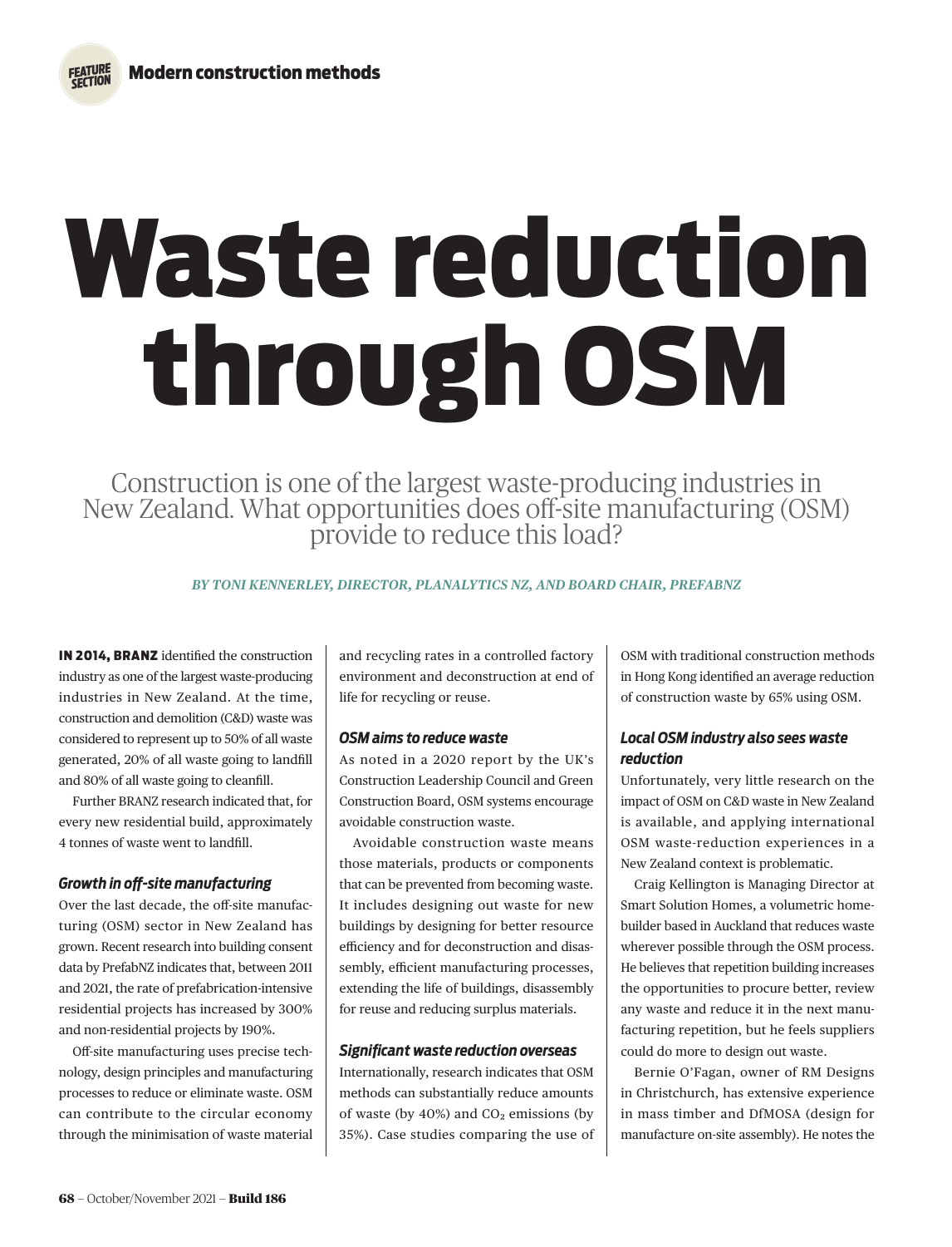# Waste reduction through OSM

Construction is one of the largest waste-producing industries in New Zealand. What opportunities does off-site manufacturing (OSM) provide to reduce this load?

*BY TONI KENNERLEY, DIRECTOR, PLANALYTICS NZ, AND BOARD CHAIR, PREFABNZ*

**IN 2014, BRANZ** identified the construction industry as one of the largest waste-producing industries in New Zealand. At the time, construction and demolition (C&D) waste was considered to represent up to 50% of all waste generated, 20% of all waste going to landfill and 80% of all waste going to cleanfill.

Further BRANZ research indicated that, for every new residential build, approximately 4 tonnes of waste went to landfill.

### Growth in off-site manufacturing

Over the last decade, the off-site manufacturing (OSM) sector in New Zealand has grown. Recent research into building consent data by PrefabNZ indicates that, between 2011 and 2021, the rate of prefabrication-intensive residential projects has increased by 300% and non-residential projects by 190%.

Off-site manufacturing uses precise technology, design principles and manufacturing processes to reduce or eliminate waste. OSM can contribute to the circular economy through the minimisation of waste material and recycling rates in a controlled factory environment and deconstruction at end of life for recycling or reuse.

### OSM aims to reduce waste

As noted in a 2020 report by the UK's Construction Leadership Council and Green Construction Board, OSM systems encourage avoidable construction waste.

Avoidable construction waste means those materials, products or components that can be prevented from becoming waste. It includes designing out waste for new buildings by designing for better resource efficiency and for deconstruction and disassembly, efficient manufacturing processes, extending the life of buildings, disassembly for reuse and reducing surplus materials.

### Significant waste reduction overseas

Internationally, research indicates that OSM methods can substantially reduce amounts of waste (by 40%) and $CO_2$ emissions (by 35%). Case studies comparing the use of OSM with traditional construction methods in Hong Kong identified an average reduction of construction waste by 65% using OSM.

### Local OSM industry also sees waste reduction

Unfortunately, very little research on the impact of OSM on C&D waste in New Zealand is available, and applying international OSM waste-reduction experiences in a New Zealand context is problematic.

Craig Kellington is Managing Director at Smart Solution Homes, a volumetric home-builder based in Auckland that reduces waste wherever possible through the OSM process. He believes that repetition building increases the opportunities to procure better, review any waste and reduce it in the next manufacturing repetition, but he feels suppliers could do more to design out waste.

Bernie O'Fagan, owner of RM Designs in Christchurch, has extensive experience in mass timber and DfMOSA (design for manufacture on-site assembly). He notes the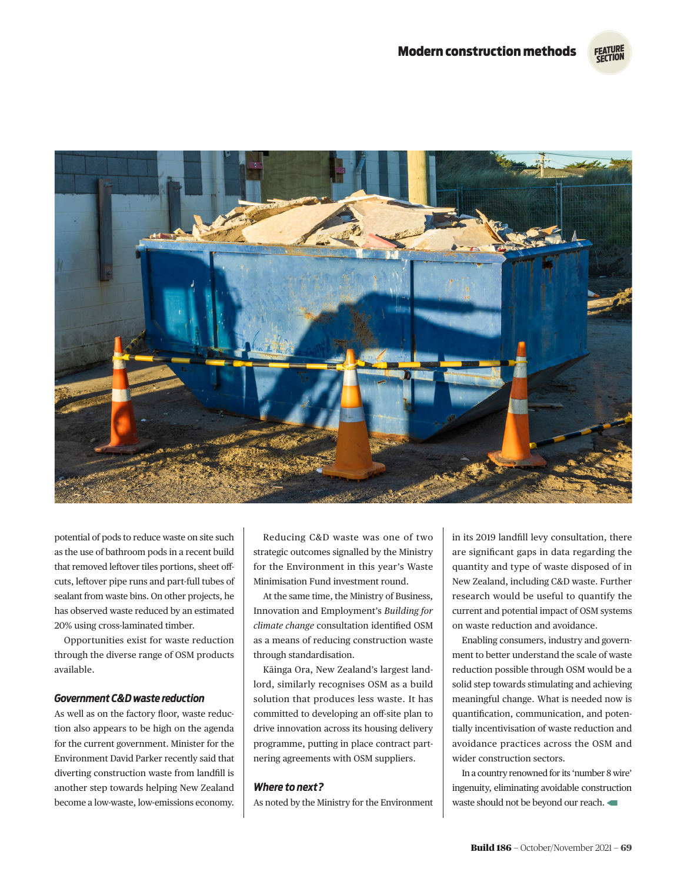potential of pods to reduce waste on site such as the use of bathroom pods in a recent build that removed leftover tiles portions, sheet off-cuts, leftover pipe runs and part-full tubes of sealant from waste bins. On other projects, he has observed waste reduced by an estimated 20% using cross-laminated timber.

Opportunities exist for waste reduction through the diverse range of OSM products available.

### *Government C&D waste reduction*

As well as on the factory floor, waste reduction also appears to be high on the agenda for the current government. Minister for the Environment David Parker recently said that diverting construction waste from landfill is another step towards helping New Zealand become a low-waste, low-emissions economy.

Reducing C&D waste was one of two strategic outcomes signalled by the Ministry for the Environment in this year's Waste Minimisation Fund investment round.

At the same time, the Ministry of Business, Innovation and Employment's *Building for climate change* consultation identified OSM as a means of reducing construction waste through standardisation.

Kāinga Ora, New Zealand's largest landlord, similarly recognises OSM as a build solution that produces less waste. It has committed to developing an off-site plan to drive innovation across its housing delivery programme, putting in place contract partnering agreements with OSM suppliers.

### *Where to next?*

As noted by the Ministry for the Environment in its 2019 landfill levy consultation, there are significant gaps in data regarding the quantity and type of waste disposed of in New Zealand, including C&D waste. Further research would be useful to quantify the current and potential impact of OSM systems on waste reduction and avoidance.

Enabling consumers, industry and government to better understand the scale of waste reduction possible through OSM would be a solid step towards stimulating and achieving meaningful change. What is needed now is quantification, communication, and potentially incentivisation of waste reduction and avoidance practices across the OSM and wider construction sectors.

In a country renowned for its 'number 8 wire' ingenuity, eliminating avoidable construction waste should not be beyond our reach.